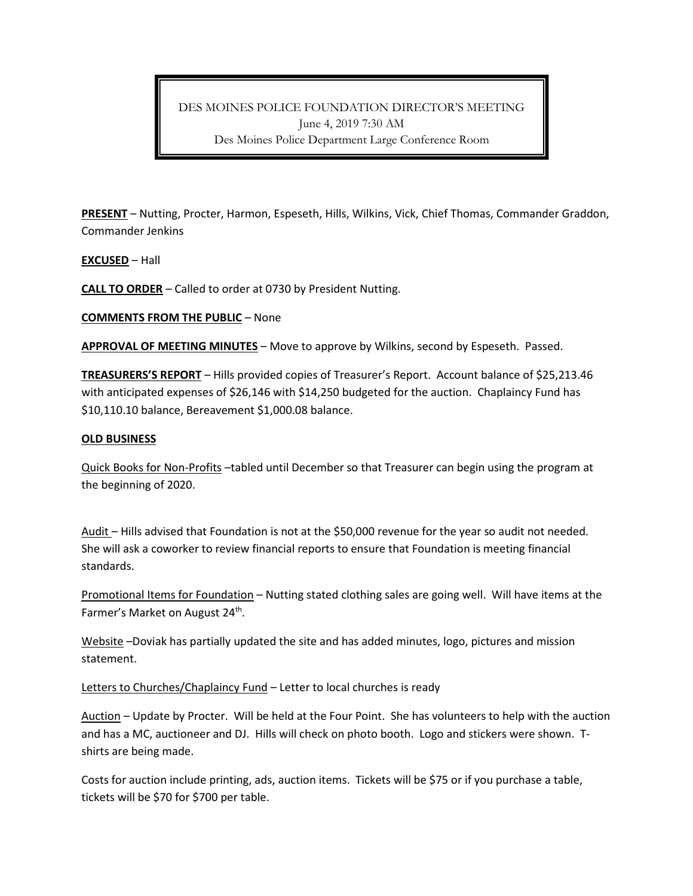# DES MOINES POLICE FOUNDATION DIRECTOR'S MEETING

June 4, 2019 7:30 AM

Des Moines Police Department Large Conference Room

**PRESENT** – Nutting, Procter, Harmon, Espeseth, Hills, Wilkins, Vick, Chief Thomas, Commander Graddon, Commander Jenkins

**EXCUSED** – Hall

**CALL TO ORDER** – Called to order at 0730 by President Nutting.

**COMMENTS FROM THE PUBLIC** – None

**APPROVAL OF MEETING MINUTES** – Move to approve by Wilkins, second by Espeseth. Passed.

**TREASURERS'S REPORT** – Hills provided copies of Treasurer's Report. Account balance of $25,213.46 with anticipated expenses of $26,146 with $14,250 budgeted for the auction. Chaplaincy Fund has $10,110.10 balance, Bereavement $1,000.08 balance.

**OLD BUSINESS**

Quick Books for Non-Profits –tabled until December so that Treasurer can begin using the program at the beginning of 2020.

Audit – Hills advised that Foundation is not at the $50,000 revenue for the year so audit not needed. She will ask a coworker to review financial reports to ensure that Foundation is meeting financial standards.

Promotional Items for Foundation – Nutting stated clothing sales are going well. Will have items at the Farmer's Market on August 24th.

Website –Doviak has partially updated the site and has added minutes, logo, pictures and mission statement.

Letters to Churches/Chaplaincy Fund – Letter to local churches is ready

Auction – Update by Procter. Will be held at the Four Point. She has volunteers to help with the auction and has a MC, auctioneer and DJ. Hills will check on photo booth. Logo and stickers were shown. T-shirts are being made.

Costs for auction include printing, ads, auction items. Tickets will be $75 or if you purchase a table, tickets will be $70 for $700 per table.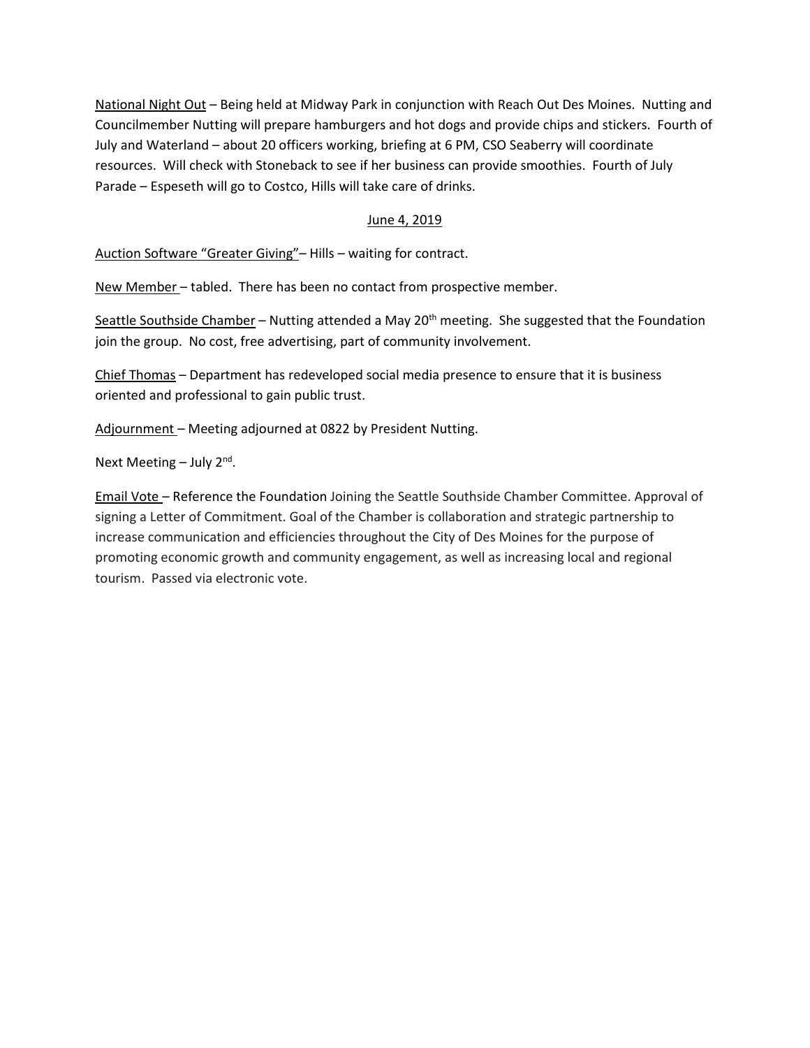National Night Out – Being held at Midway Park in conjunction with Reach Out Des Moines. Nutting and Councilmember Nutting will prepare hamburgers and hot dogs and provide chips and stickers. Fourth of July and Waterland – about 20 officers working, briefing at 6 PM, CSO Seaberry will coordinate resources. Will check with Stoneback to see if her business can provide smoothies. Fourth of July Parade – Espeseth will go to Costco, Hills will take care of drinks.

June 4, 2019

Auction Software "Greater Giving"– Hills – waiting for contract.

New Member – tabled. There has been no contact from prospective member.

Seattle Southside Chamber – Nutting attended a May 20th meeting. She suggested that the Foundation join the group. No cost, free advertising, part of community involvement.

Chief Thomas – Department has redeveloped social media presence to ensure that it is business oriented and professional to gain public trust.

Adjournment – Meeting adjourned at 0822 by President Nutting.

Next Meeting – July 2nd.

Email Vote – Reference the Foundation Joining the Seattle Southside Chamber Committee. Approval of signing a Letter of Commitment. Goal of the Chamber is collaboration and strategic partnership to increase communication and efficiencies throughout the City of Des Moines for the purpose of promoting economic growth and community engagement, as well as increasing local and regional tourism. Passed via electronic vote.